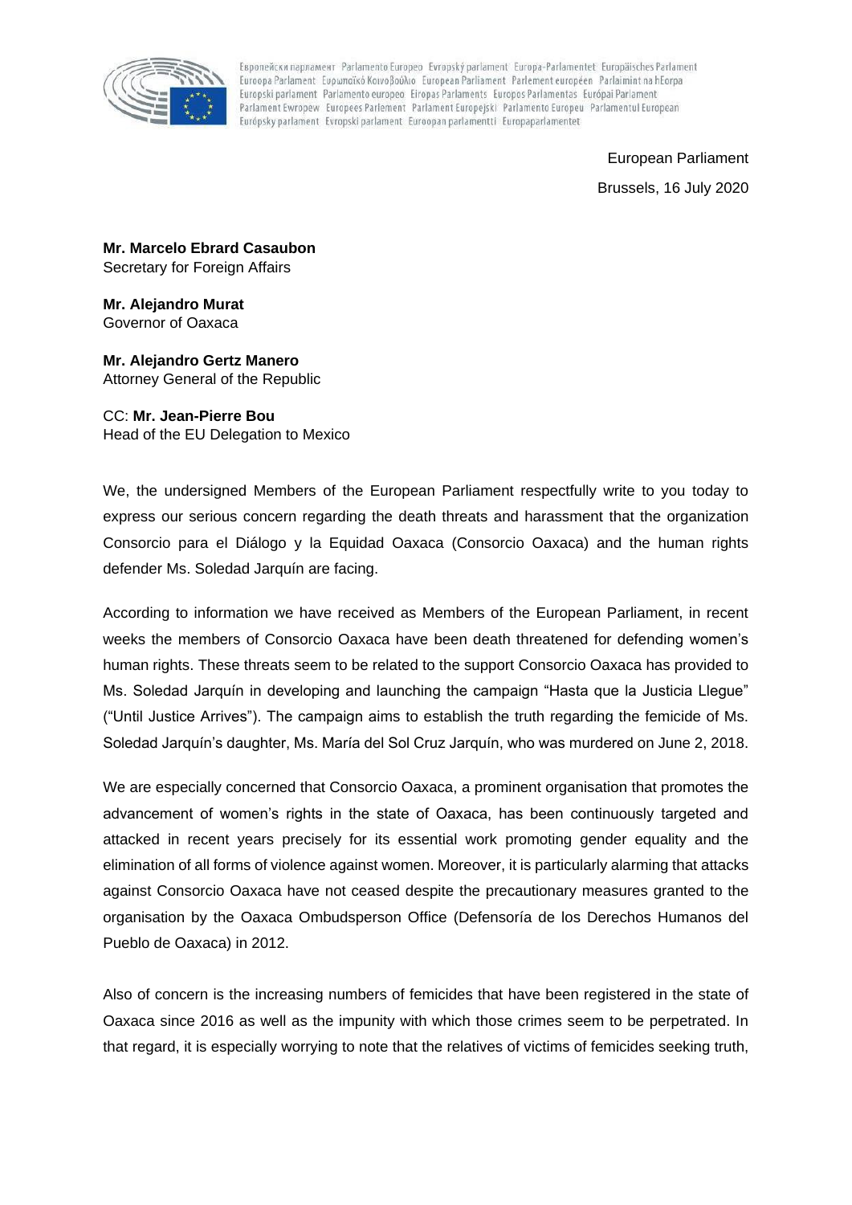Европейски парламент Parlamento Europeo Evropský parlament Europa-Parlamentet Europäisches Parlament Euroopa Parlament Ευρωπαϊκό Κοινοβούλιο European Parliament Parlement européen Parlaimint na hEorpa Europski parlament Parlamento europeo Eiropas Parlaments Europos Parlamentas Európai Parlament Parlament Ewropew Europees Parlement Parlament Europejski Parlamento Europeu Parlamentul European Európsky parlament Evropski parlament Euroopan parlamentti Europaparlamentet

European Parliament

Brussels, 16 July 2020

**Mr. Marcelo Ebrard Casaubon**
Secretary for Foreign Affairs

**Mr. Alejandro Murat**
Governor of Oaxaca

**Mr. Alejandro Gertz Manero**
Attorney General of the Republic

CC: **Mr. Jean-Pierre Bou**
Head of the EU Delegation to Mexico

We, the undersigned Members of the European Parliament respectfully write to you today to express our serious concern regarding the death threats and harassment that the organization Consorcio para el Diálogo y la Equidad Oaxaca (Consorcio Oaxaca) and the human rights defender Ms. Soledad Jarquín are facing.

According to information we have received as Members of the European Parliament, in recent weeks the members of Consorcio Oaxaca have been death threatened for defending women's human rights. These threats seem to be related to the support Consorcio Oaxaca has provided to Ms. Soledad Jarquín in developing and launching the campaign "Hasta que la Justicia Llegue" ("Until Justice Arrives"). The campaign aims to establish the truth regarding the femicide of Ms. Soledad Jarquín's daughter, Ms. María del Sol Cruz Jarquín, who was murdered on June 2, 2018.

We are especially concerned that Consorcio Oaxaca, a prominent organisation that promotes the advancement of women's rights in the state of Oaxaca, has been continuously targeted and attacked in recent years precisely for its essential work promoting gender equality and the elimination of all forms of violence against women. Moreover, it is particularly alarming that attacks against Consorcio Oaxaca have not ceased despite the precautionary measures granted to the organisation by the Oaxaca Ombudsperson Office (Defensoría de los Derechos Humanos del Pueblo de Oaxaca) in 2012.

Also of concern is the increasing numbers of femicides that have been registered in the state of Oaxaca since 2016 as well as the impunity with which those crimes seem to be perpetrated. In that regard, it is especially worrying to note that the relatives of victims of femicides seeking truth,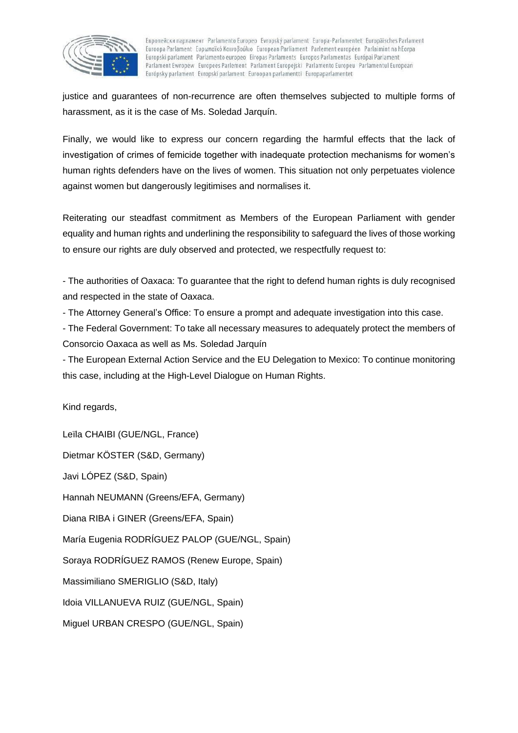justice and guarantees of non-recurrence are often themselves subjected to multiple forms of harassment, as it is the case of Ms. Soledad Jarquín.

Finally, we would like to express our concern regarding the harmful effects that the lack of investigation of crimes of femicide together with inadequate protection mechanisms for women's human rights defenders have on the lives of women. This situation not only perpetuates violence against women but dangerously legitimises and normalises it.

Reiterating our steadfast commitment as Members of the European Parliament with gender equality and human rights and underlining the responsibility to safeguard the lives of those working to ensure our rights are duly observed and protected, we respectfully request to:

- The authorities of Oaxaca: To guarantee that the right to defend human rights is duly recognised and respected in the state of Oaxaca.
- The Attorney General's Office: To ensure a prompt and adequate investigation into this case.
- The Federal Government: To take all necessary measures to adequately protect the members of Consorcio Oaxaca as well as Ms. Soledad Jarquín
- The European External Action Service and the EU Delegation to Mexico: To continue monitoring this case, including at the High-Level Dialogue on Human Rights.

Kind regards,

Leïla CHAIBI (GUE/NGL, France)

Dietmar KÖSTER (S&D, Germany)

Javi LÓPEZ (S&D, Spain)

Hannah NEUMANN (Greens/EFA, Germany)

Diana RIBA i GINER (Greens/EFA, Spain)

María Eugenia RODRÍGUEZ PALOP (GUE/NGL, Spain)

Soraya RODRÍGUEZ RAMOS (Renew Europe, Spain)

Massimiliano SMERIGLIO (S&D, Italy)

Idoia VILLANUEVA RUIZ (GUE/NGL, Spain)

Miguel URBAN CRESPO (GUE/NGL, Spain)